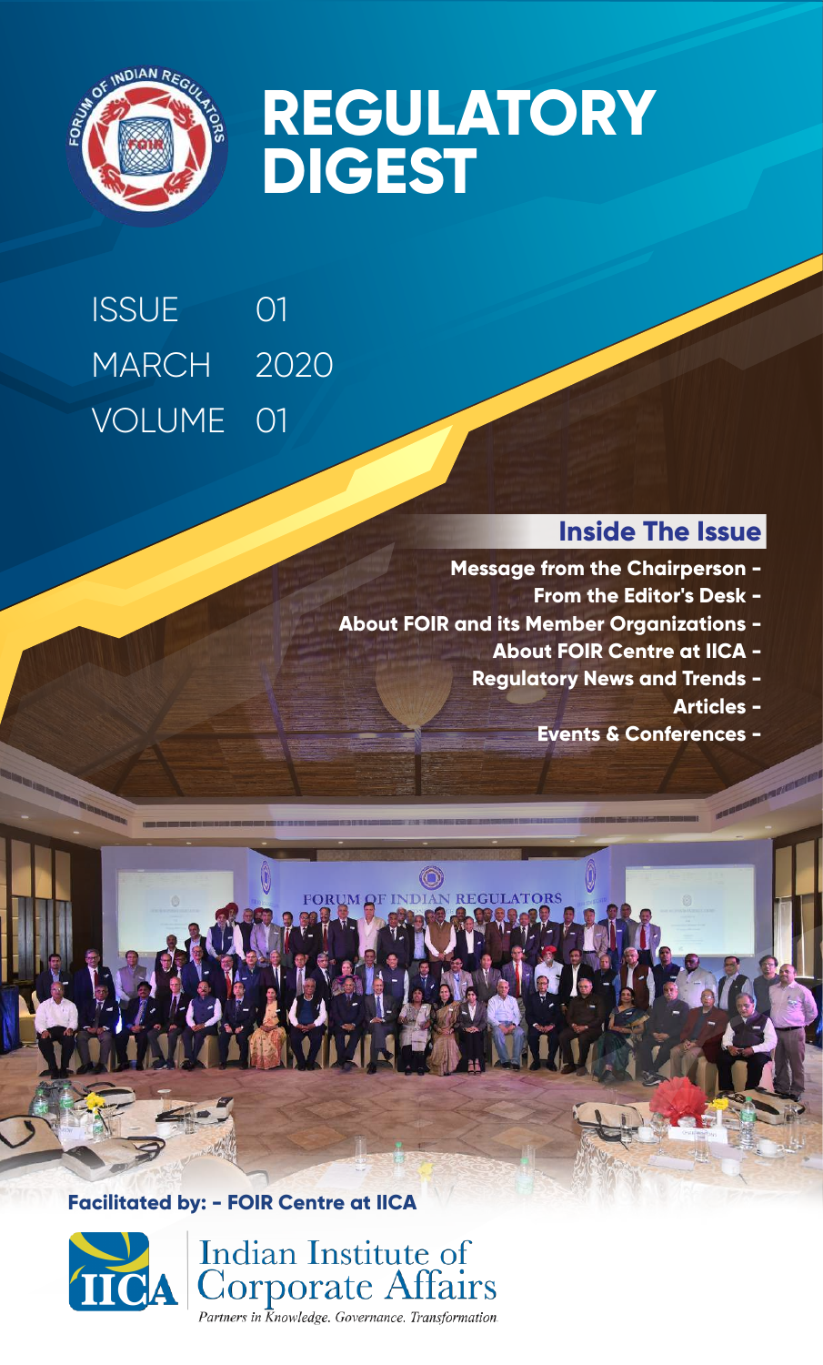# REGULATORY DIGEST

ISSUE 01
MARCH 2020
VOLUME 01

## Inside The Issue

- Message from the Chairperson -
- From the Editor's Desk -
- About FOIR and its Member Organizations -
- About FOIR Centre at IICA -
- Regulatory News and Trends -
- Articles -
- Events & Conferences -

**Facilitated by: - FOIR Centre at IICA**

Indian Institute of Corporate Affairs

*Partners in Knowledge. Governance. Transformation.*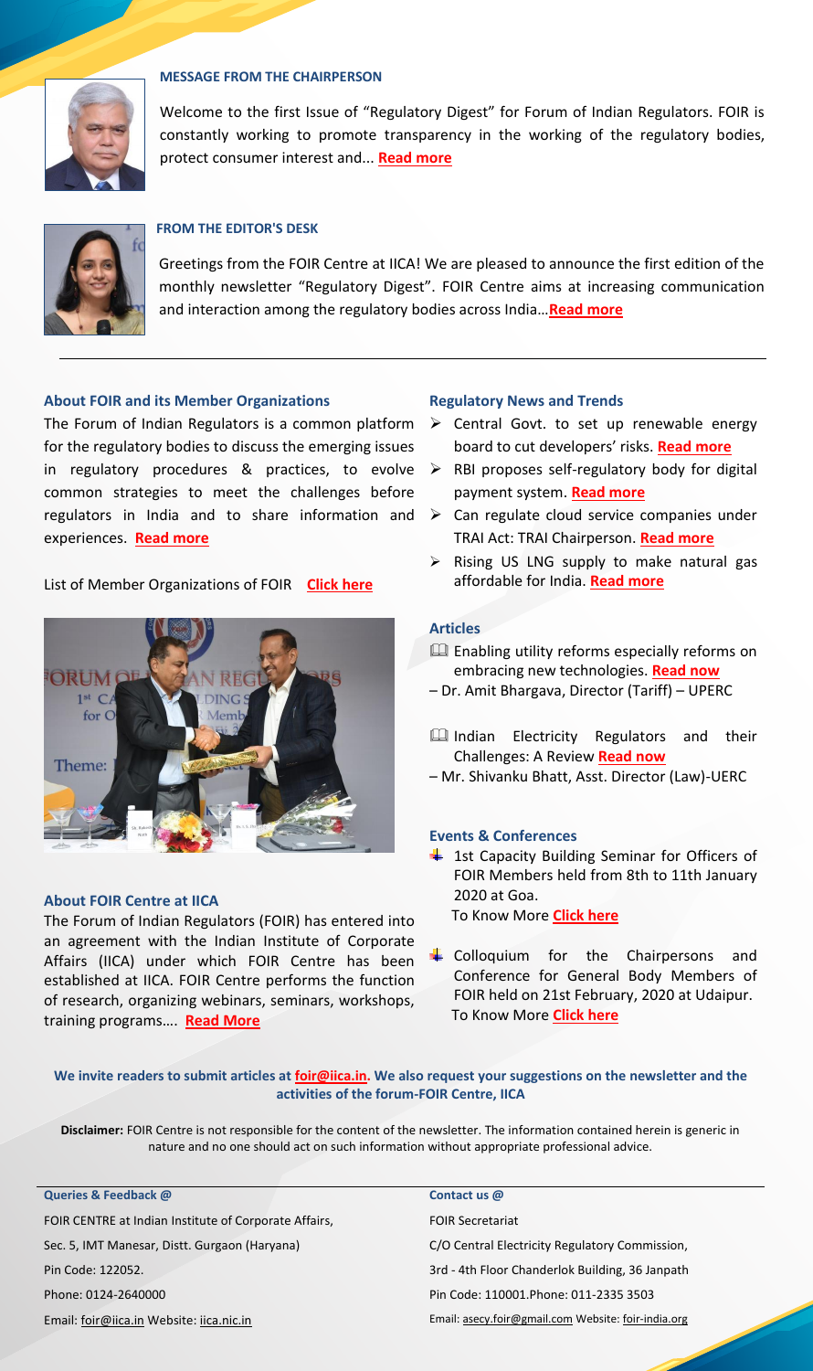### MESSAGE FROM THE CHAIRPERSON

Welcome to the first Issue of "Regulatory Digest" for Forum of Indian Regulators. FOIR is constantly working to promote transparency in the working of the regulatory bodies, protect consumer interest and... **Read more**

### FROM THE EDITOR'S DESK

Greetings from the FOIR Centre at IICA! We are pleased to announce the first edition of the monthly newsletter "Regulatory Digest". FOIR Centre aims at increasing communication and interaction among the regulatory bodies across India…**Read more**

---

### About FOIR and its Member Organizations

The Forum of Indian Regulators is a common platform for the regulatory bodies to discuss the emerging issues in regulatory procedures & practices, to evolve common strategies to meet the challenges before regulators in India and to share information and experiences. **Read more**

List of Member Organizations of FOIR **Click here**

### About FOIR Centre at IICA

The Forum of Indian Regulators (FOIR) has entered into an agreement with the Indian Institute of Corporate Affairs (IICA) under which FOIR Centre has been established at IICA. FOIR Centre performs the function of research, organizing webinars, seminars, workshops, training programs…. **Read More**

### Regulatory News and Trends

- Central Govt. to set up renewable energy board to cut developers' risks. **Read more**
- RBI proposes self-regulatory body for digital payment system. **Read more**
- Can regulate cloud service companies under TRAI Act: TRAI Chairperson. **Read more**
- Rising US LNG supply to make natural gas affordable for India. **Read more**

### Articles

- Enabling utility reforms especially reforms on embracing new technologies. **Read now**
  – Dr. Amit Bhargava, Director (Tariff) – UPERC
- Indian Electricity Regulators and their Challenges: A Review **Read now**
  – Mr. Shivanku Bhatt, Asst. Director (Law)-UERC

### Events & Conferences

- 1st Capacity Building Seminar for Officers of FOIR Members held from 8th to 11th January 2020 at Goa.
  To Know More **Click here**
- Colloquium for the Chairpersons and Conference for General Body Members of FOIR held on 21st February, 2020 at Udaipur.
  To Know More **Click here**

**We invite readers to submit articles at foir@iica.in. We also request your suggestions on the newsletter and the activities of the forum-FOIR Centre, IICA**

**Disclaimer:** FOIR Centre is not responsible for the content of the newsletter. The information contained herein is generic in nature and no one should act on such information without appropriate professional advice.

---

**Queries & Feedback @**

FOIR CENTRE at Indian Institute of Corporate Affairs,
Sec. 5, IMT Manesar, Distt. Gurgaon (Haryana)
Pin Code: 122052.
Phone: 0124-2640000
Email: foir@iica.in Website: iica.nic.in

**Contact us @**

FOIR Secretariat
C/O Central Electricity Regulatory Commission,
3rd - 4th Floor Chanderlok Building, 36 Janpath
Pin Code: 110001.Phone: 011-2335 3503
Email: asecy.foir@gmail.com Website: foir-india.org